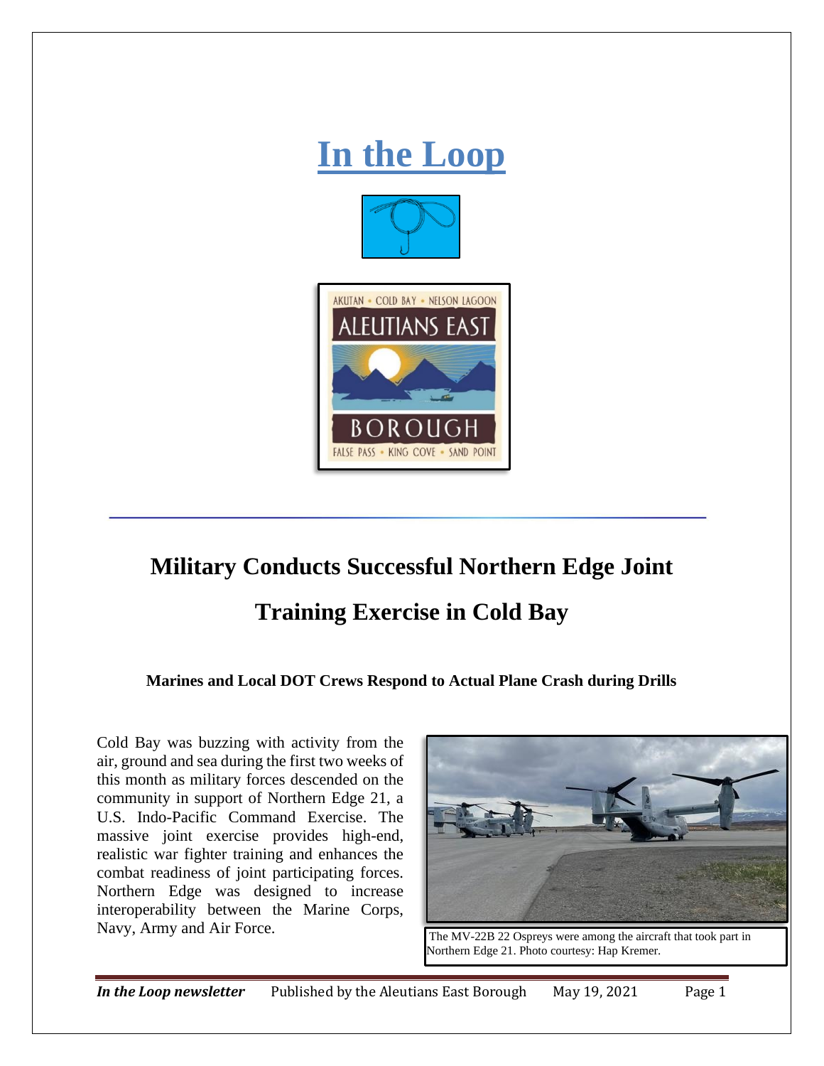# In the Loop

## Military Conducts Successful Northern Edge Joint Training Exercise in Cold Bay

### Marines and Local DOT Crews Respond to Actual Plane Crash during Drills

Cold Bay was buzzing with activity from the air, ground and sea during the first two weeks of this month as military forces descended on the community in support of Northern Edge 21, a U.S. Indo-Pacific Command Exercise. The massive joint exercise provides high-end, realistic war fighter training and enhances the combat readiness of joint participating forces. Northern Edge was designed to increase interoperability between the Marine Corps, Navy, Army and Air Force.

The MV-22B 22 Ospreys were among the aircraft that took part in Northern Edge 21. Photo courtesy: Hap Kremer.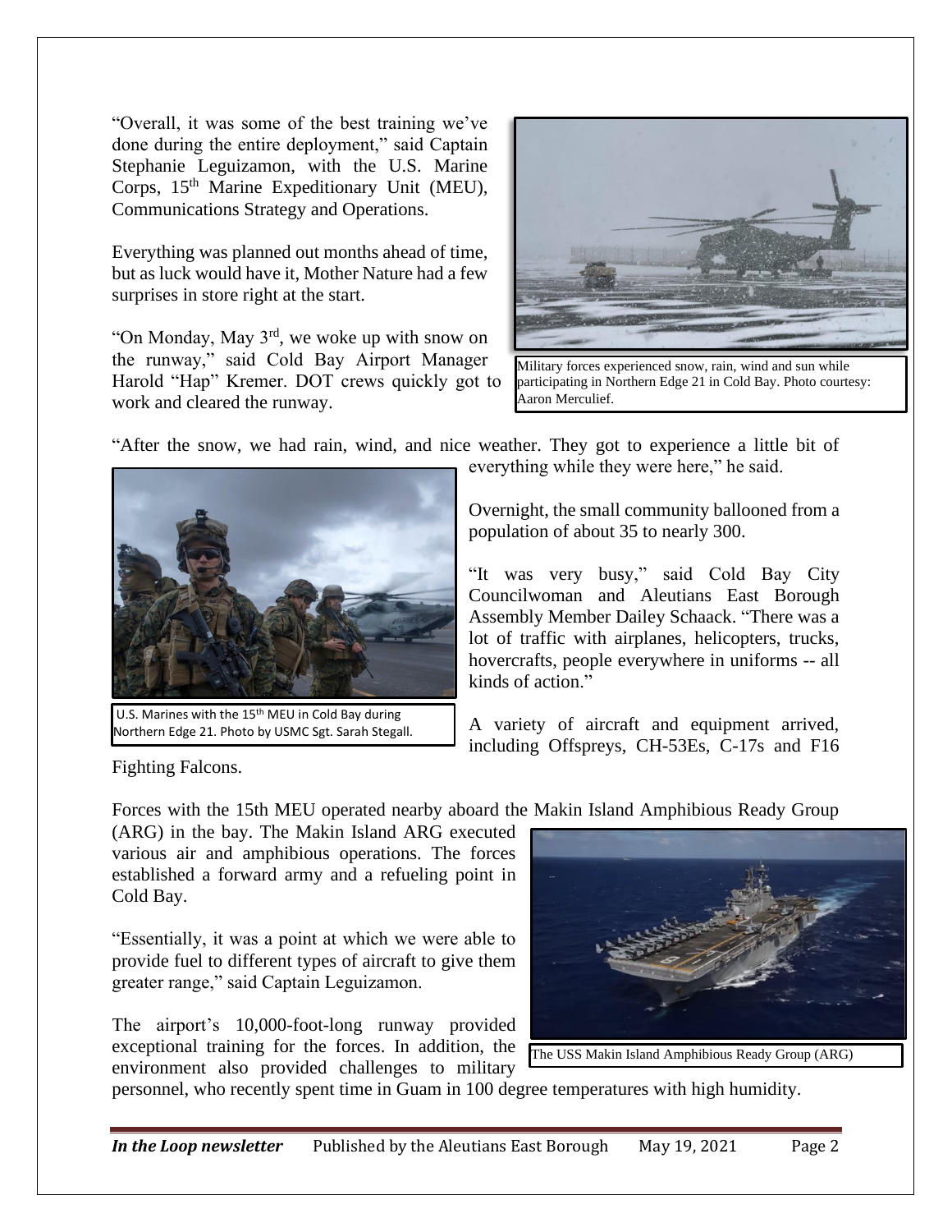"Overall, it was some of the best training we've done during the entire deployment," said Captain Stephanie Leguizamon, with the U.S. Marine Corps, 15th Marine Expeditionary Unit (MEU), Communications Strategy and Operations.

Everything was planned out months ahead of time, but as luck would have it, Mother Nature had a few surprises in store right at the start.

"On Monday, May 3rd, we woke up with snow on the runway," said Cold Bay Airport Manager Harold "Hap" Kremer. DOT crews quickly got to work and cleared the runway.

Military forces experienced snow, rain, wind and sun while participating in Northern Edge 21 in Cold Bay. Photo courtesy: Aaron Merculief.

"After the snow, we had rain, wind, and nice weather. They got to experience a little bit of everything while they were here," he said.

Overnight, the small community ballooned from a population of about 35 to nearly 300.

"It was very busy," said Cold Bay City Councilwoman and Aleutians East Borough Assembly Member Dailey Schaack. "There was a lot of traffic with airplanes, helicopters, trucks, hovercrafts, people everywhere in uniforms -- all kinds of action."

U.S. Marines with the 15th MEU in Cold Bay during Northern Edge 21. Photo by USMC Sgt. Sarah Stegall.

A variety of aircraft and equipment arrived, including Offspreys, CH-53Es, C-17s and F16 Fighting Falcons.

Forces with the 15th MEU operated nearby aboard the Makin Island Amphibious Ready Group (ARG) in the bay. The Makin Island ARG executed various air and amphibious operations. The forces established a forward army and a refueling point in Cold Bay.

"Essentially, it was a point at which we were able to provide fuel to different types of aircraft to give them greater range," said Captain Leguizamon.

The airport's 10,000-foot-long runway provided exceptional training for the forces. In addition, the environment also provided challenges to military personnel, who recently spent time in Guam in 100 degree temperatures with high humidity.

The USS Makin Island Amphibious Ready Group (ARG)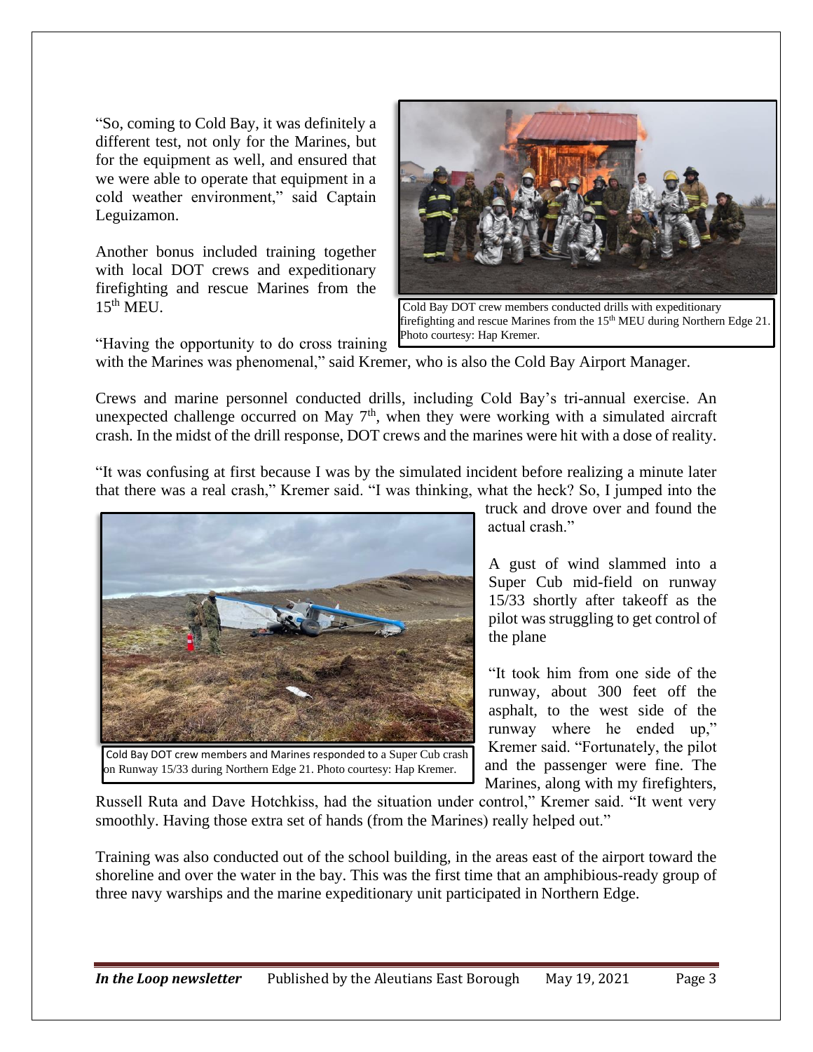"So, coming to Cold Bay, it was definitely a different test, not only for the Marines, but for the equipment as well, and ensured that we were able to operate that equipment in a cold weather environment," said Captain Leguizamon.

Another bonus included training together with local DOT crews and expeditionary firefighting and rescue Marines from the 15th MEU.

Cold Bay DOT crew members conducted drills with expeditionary firefighting and rescue Marines from the 15th MEU during Northern Edge 21. Photo courtesy: Hap Kremer.

"Having the opportunity to do cross training with the Marines was phenomenal," said Kremer, who is also the Cold Bay Airport Manager.

Crews and marine personnel conducted drills, including Cold Bay's tri-annual exercise. An unexpected challenge occurred on May 7th, when they were working with a simulated aircraft crash. In the midst of the drill response, DOT crews and the marines were hit with a dose of reality.

"It was confusing at first because I was by the simulated incident before realizing a minute later that there was a real crash," Kremer said. "I was thinking, what the heck? So, I jumped into the truck and drove over and found the actual crash."

Cold Bay DOT crew members and Marines responded to a Super Cub crash on Runway 15/33 during Northern Edge 21. Photo courtesy: Hap Kremer.

A gust of wind slammed into a Super Cub mid-field on runway 15/33 shortly after takeoff as the pilot was struggling to get control of the plane

"It took him from one side of the runway, about 300 feet off the asphalt, to the west side of the runway where he ended up," Kremer said. "Fortunately, the pilot and the passenger were fine. The Marines, along with my firefighters, Russell Ruta and Dave Hotchkiss, had the situation under control," Kremer said. "It went very smoothly. Having those extra set of hands (from the Marines) really helped out."

Training was also conducted out of the school building, in the areas east of the airport toward the shoreline and over the water in the bay. This was the first time that an amphibious-ready group of three navy warships and the marine expeditionary unit participated in Northern Edge.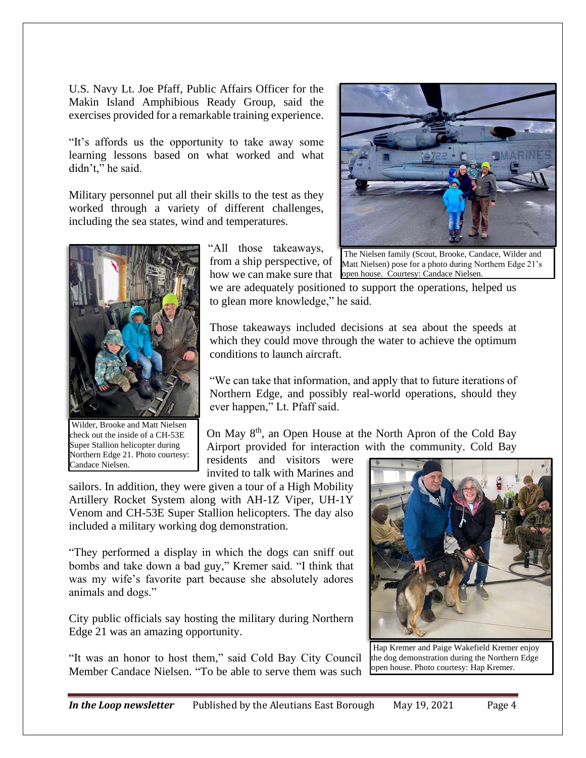U.S. Navy Lt. Joe Pfaff, Public Affairs Officer for the Makin Island Amphibious Ready Group, said the exercises provided for a remarkable training experience.

"It's affords us the opportunity to take away some learning lessons based on what worked and what didn't," he said.

Military personnel put all their skills to the test as they worked through a variety of different challenges, including the sea states, wind and temperatures.

"All those takeaways, from a ship perspective, of how we can make sure that we are adequately positioned to support the operations, helped us to glean more knowledge," he said.

The Nielsen family (Scout, Brooke, Candace, Wilder and Matt Nielsen) pose for a photo during Northern Edge 21's open house. Courtesy: Candace Nielsen.

Those takeaways included decisions at sea about the speeds at which they could move through the water to achieve the optimum conditions to launch aircraft.

"We can take that information, and apply that to future iterations of Northern Edge, and possibly real-world operations, should they ever happen," Lt. Pfaff said.

Wilder, Brooke and Matt Nielsen check out the inside of a CH-53E Super Stallion helicopter during Northern Edge 21. Photo courtesy: Candace Nielsen.

On May 8th, an Open House at the North Apron of the Cold Bay Airport provided for interaction with the community. Cold Bay residents and visitors were invited to talk with Marines and sailors. In addition, they were given a tour of a High Mobility Artillery Rocket System along with AH-1Z Viper, UH-1Y Venom and CH-53E Super Stallion helicopters. The day also included a military working dog demonstration.

"They performed a display in which the dogs can sniff out bombs and take down a bad guy," Kremer said. "I think that was my wife's favorite part because she absolutely adores animals and dogs."

City public officials say hosting the military during Northern Edge 21 was an amazing opportunity.

"It was an honor to host them," said Cold Bay City Council Member Candace Nielsen. "To be able to serve them was such

Hap Kremer and Paige Wakefield Kremer enjoy the dog demonstration during the Northern Edge open house. Photo courtesy: Hap Kremer.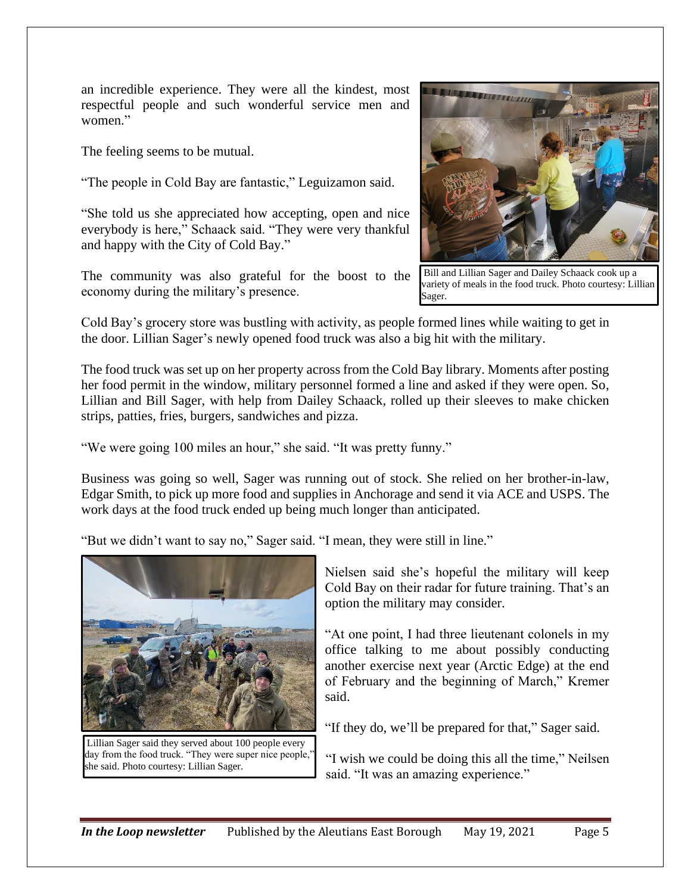an incredible experience. They were all the kindest, most respectful people and such wonderful service men and women."

The feeling seems to be mutual.

"The people in Cold Bay are fantastic," Leguizamon said.

"She told us she appreciated how accepting, open and nice everybody is here," Schaack said. "They were very thankful and happy with the City of Cold Bay."

The community was also grateful for the boost to the economy during the military's presence.

Bill and Lillian Sager and Dailey Schaack cook up a variety of meals in the food truck. Photo courtesy: Lillian Sager.

Cold Bay's grocery store was bustling with activity, as people formed lines while waiting to get in the door. Lillian Sager's newly opened food truck was also a big hit with the military.

The food truck was set up on her property across from the Cold Bay library. Moments after posting her food permit in the window, military personnel formed a line and asked if they were open. So, Lillian and Bill Sager, with help from Dailey Schaack, rolled up their sleeves to make chicken strips, patties, fries, burgers, sandwiches and pizza.

"We were going 100 miles an hour," she said. "It was pretty funny."

Business was going so well, Sager was running out of stock. She relied on her brother-in-law, Edgar Smith, to pick up more food and supplies in Anchorage and send it via ACE and USPS. The work days at the food truck ended up being much longer than anticipated.

"But we didn't want to say no," Sager said. "I mean, they were still in line."

Lillian Sager said they served about 100 people every day from the food truck. "They were super nice people," she said. Photo courtesy: Lillian Sager.

Nielsen said she's hopeful the military will keep Cold Bay on their radar for future training. That's an option the military may consider.

"At one point, I had three lieutenant colonels in my office talking to me about possibly conducting another exercise next year (Arctic Edge) at the end of February and the beginning of March," Kremer said.

"If they do, we'll be prepared for that," Sager said.

"I wish we could be doing this all the time," Neilsen said. "It was an amazing experience."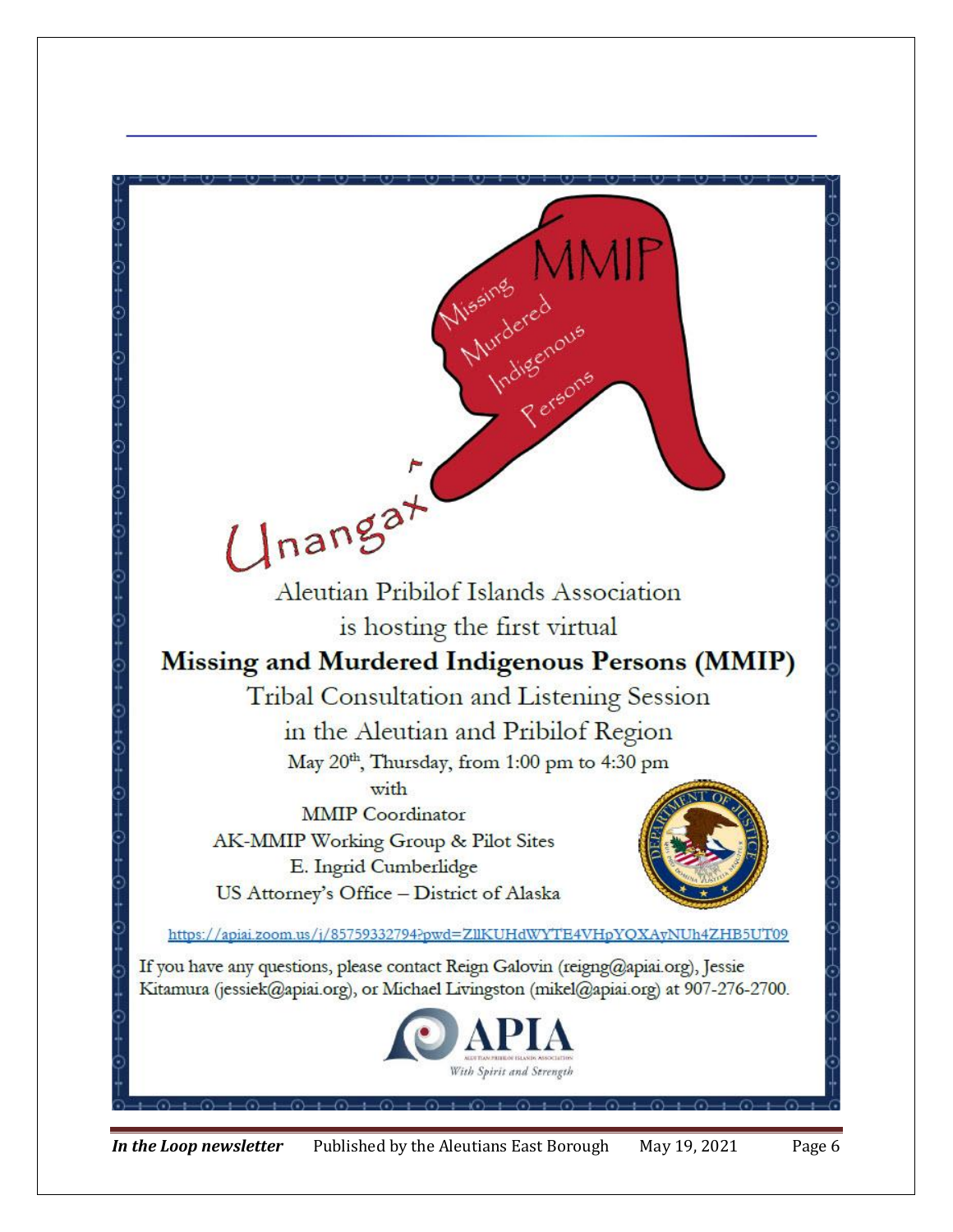MMIP

Missing Murdered Indigenous Persons

Unangax̂

Aleutian Pribilof Islands Association

is hosting the first virtual

**Missing and Murdered Indigenous Persons (MMIP)**

Tribal Consultation and Listening Session

in the Aleutian and Pribilof Region

May 20th, Thursday, from 1:00 pm to 4:30 pm

with

MMIP Coordinator

AK-MMIP Working Group & Pilot Sites

E. Ingrid Cumberlidge

US Attorney's Office – District of Alaska

https://apiai.zoom.us/j/85759332794?pwd=ZllKUHdWYTE4VHpYQXAyNUh4ZHB5UT09

If you have any questions, please contact Reign Galovin (reigng@apiai.org), Jessie Kitamura (jessiek@apiai.org), or Michael Livingston (mikel@apiai.org) at 907-276-2700.

APIA

ALEUTIAN PRIBILOF ISLANDS ASSOCIATION

*With Spirit and Strength*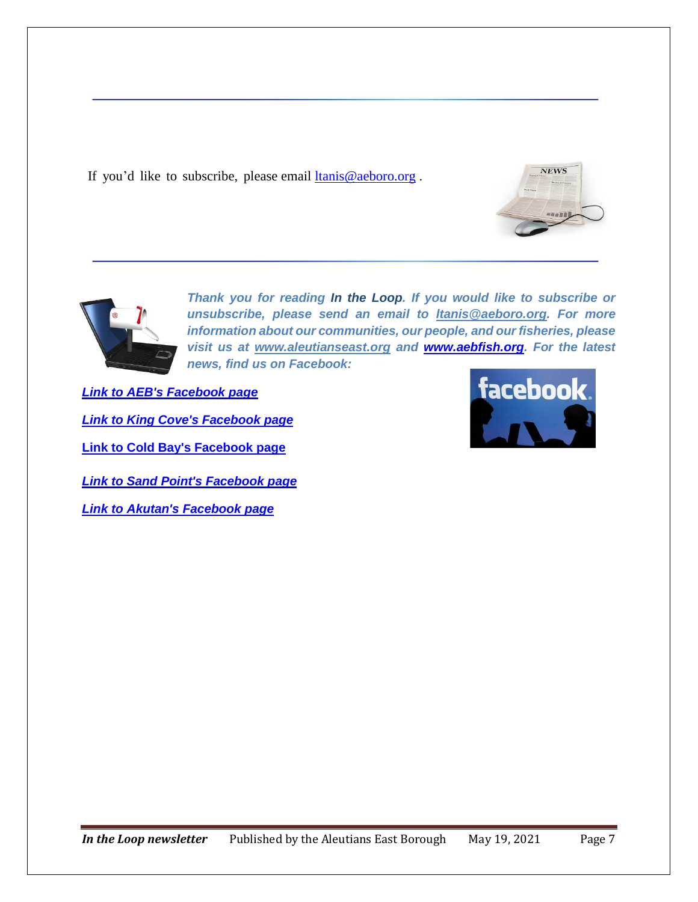If you'd like to subscribe, please email ltanis@aeboro.org .

---

***Thank you for reading In the Loop. If you would like to subscribe or unsubscribe, please send an email to ltanis@aeboro.org. For more information about our communities, our people, and our fisheries, please visit us at www.aleutianseast.org and www.aebfish.org. For the latest news, find us on Facebook:***

***Link to AEB's Facebook page***

***Link to King Cove's Facebook page***

**Link to Cold Bay's Facebook page**

***Link to Sand Point's Facebook page***

***Link to Akutan's Facebook page***